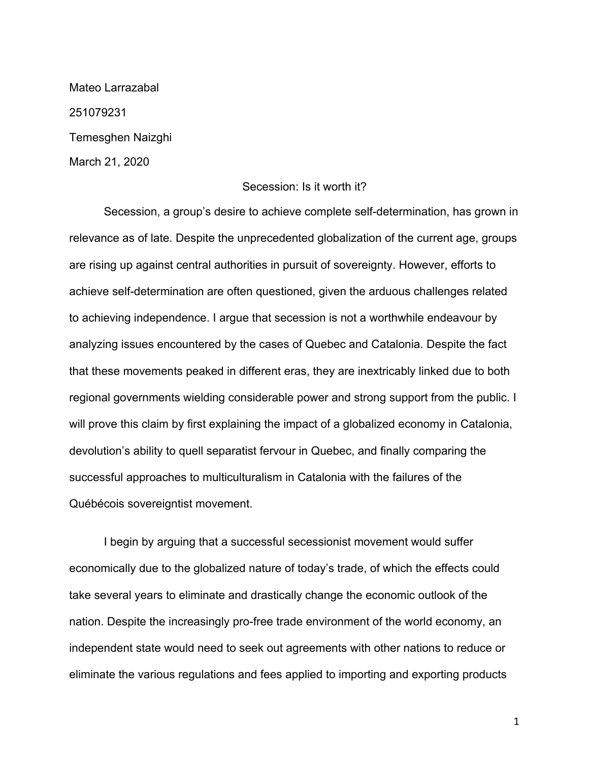Mateo Larrazabal

251079231

Temesghen Naizghi

March 21, 2020

# Secession: Is it worth it?

Secession, a group's desire to achieve complete self-determination, has grown in relevance as of late. Despite the unprecedented globalization of the current age, groups are rising up against central authorities in pursuit of sovereignty. However, efforts to achieve self-determination are often questioned, given the arduous challenges related to achieving independence. I argue that secession is not a worthwhile endeavour by analyzing issues encountered by the cases of Quebec and Catalonia. Despite the fact that these movements peaked in different eras, they are inextricably linked due to both regional governments wielding considerable power and strong support from the public. I will prove this claim by first explaining the impact of a globalized economy in Catalonia, devolution's ability to quell separatist fervour in Quebec, and finally comparing the successful approaches to multiculturalism in Catalonia with the failures of the Québécois sovereigntist movement.

I begin by arguing that a successful secessionist movement would suffer economically due to the globalized nature of today's trade, of which the effects could take several years to eliminate and drastically change the economic outlook of the nation. Despite the increasingly pro-free trade environment of the world economy, an independent state would need to seek out agreements with other nations to reduce or eliminate the various regulations and fees applied to importing and exporting products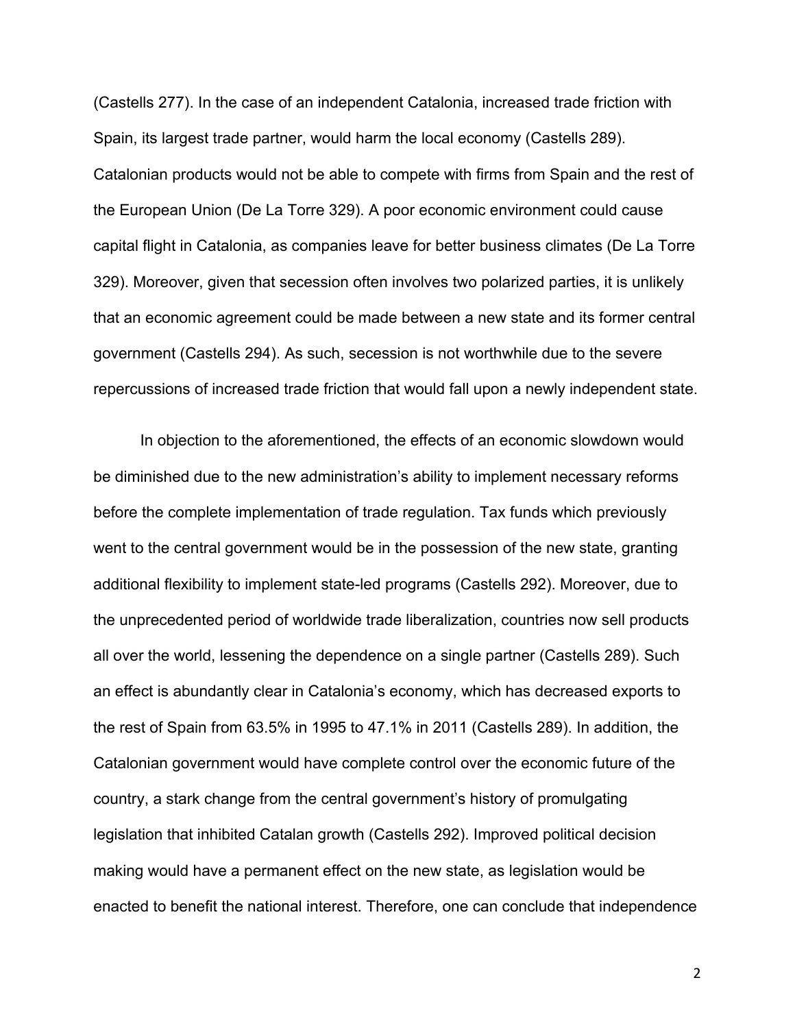(Castells 277). In the case of an independent Catalonia, increased trade friction with Spain, its largest trade partner, would harm the local economy (Castells 289). Catalonian products would not be able to compete with firms from Spain and the rest of the European Union (De La Torre 329). A poor economic environment could cause capital flight in Catalonia, as companies leave for better business climates (De La Torre 329). Moreover, given that secession often involves two polarized parties, it is unlikely that an economic agreement could be made between a new state and its former central government (Castells 294). As such, secession is not worthwhile due to the severe repercussions of increased trade friction that would fall upon a newly independent state.

In objection to the aforementioned, the effects of an economic slowdown would be diminished due to the new administration's ability to implement necessary reforms before the complete implementation of trade regulation. Tax funds which previously went to the central government would be in the possession of the new state, granting additional flexibility to implement state-led programs (Castells 292). Moreover, due to the unprecedented period of worldwide trade liberalization, countries now sell products all over the world, lessening the dependence on a single partner (Castells 289). Such an effect is abundantly clear in Catalonia's economy, which has decreased exports to the rest of Spain from 63.5% in 1995 to 47.1% in 2011 (Castells 289). In addition, the Catalonian government would have complete control over the economic future of the country, a stark change from the central government's history of promulgating legislation that inhibited Catalan growth (Castells 292). Improved political decision making would have a permanent effect on the new state, as legislation would be enacted to benefit the national interest. Therefore, one can conclude that independence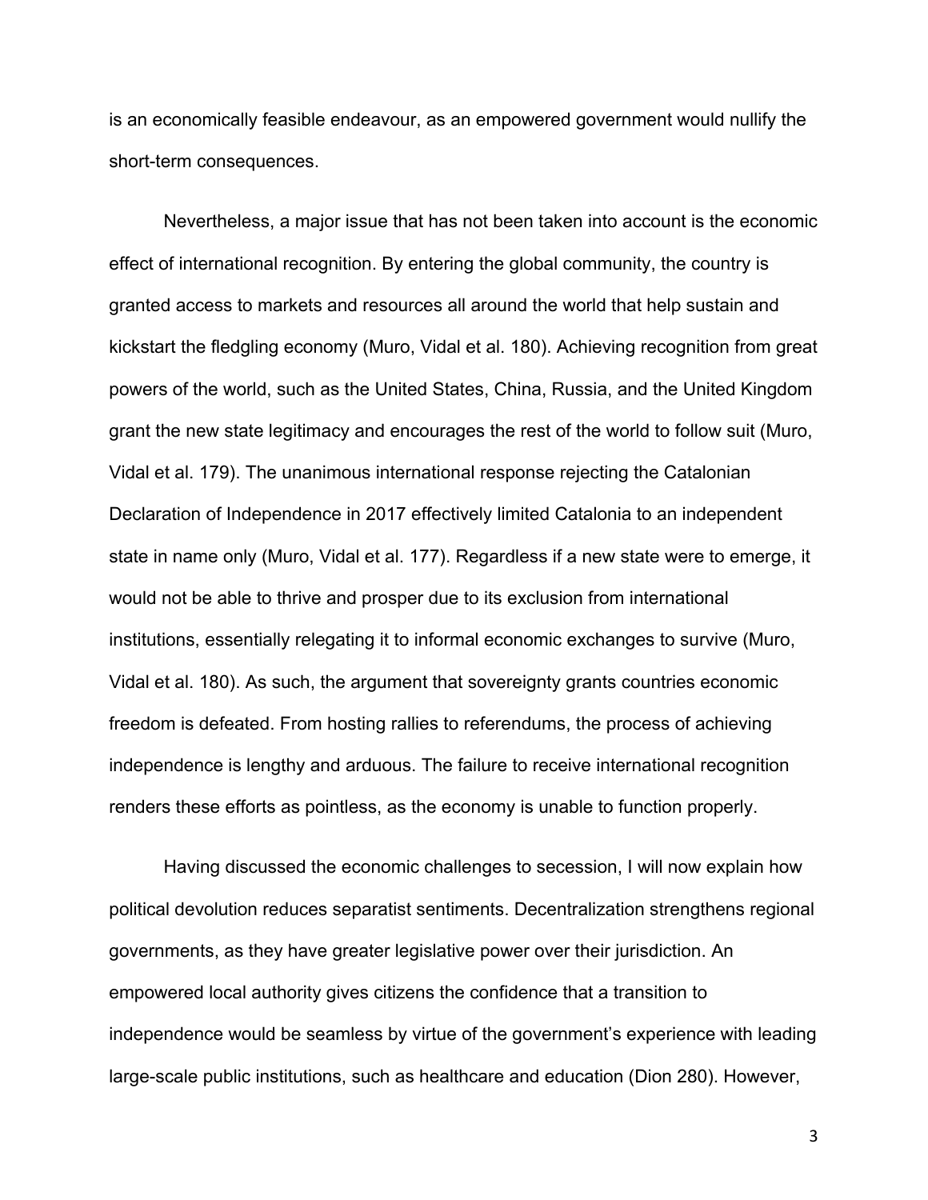is an economically feasible endeavour, as an empowered government would nullify the short-term consequences.

Nevertheless, a major issue that has not been taken into account is the economic effect of international recognition. By entering the global community, the country is granted access to markets and resources all around the world that help sustain and kickstart the fledgling economy (Muro, Vidal et al. 180). Achieving recognition from great powers of the world, such as the United States, China, Russia, and the United Kingdom grant the new state legitimacy and encourages the rest of the world to follow suit (Muro, Vidal et al. 179). The unanimous international response rejecting the Catalonian Declaration of Independence in 2017 effectively limited Catalonia to an independent state in name only (Muro, Vidal et al. 177). Regardless if a new state were to emerge, it would not be able to thrive and prosper due to its exclusion from international institutions, essentially relegating it to informal economic exchanges to survive (Muro, Vidal et al. 180). As such, the argument that sovereignty grants countries economic freedom is defeated. From hosting rallies to referendums, the process of achieving independence is lengthy and arduous. The failure to receive international recognition renders these efforts as pointless, as the economy is unable to function properly.

Having discussed the economic challenges to secession, I will now explain how political devolution reduces separatist sentiments. Decentralization strengthens regional governments, as they have greater legislative power over their jurisdiction. An empowered local authority gives citizens the confidence that a transition to independence would be seamless by virtue of the government's experience with leading large-scale public institutions, such as healthcare and education (Dion 280). However,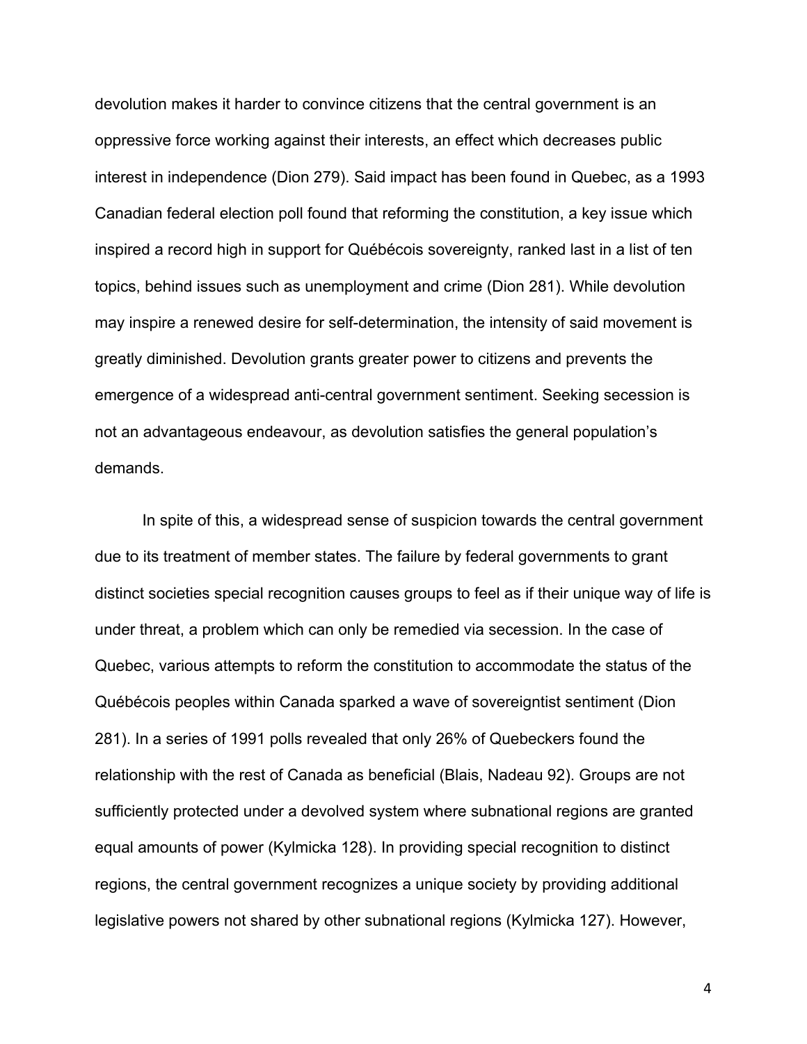devolution makes it harder to convince citizens that the central government is an oppressive force working against their interests, an effect which decreases public interest in independence (Dion 279). Said impact has been found in Quebec, as a 1993 Canadian federal election poll found that reforming the constitution, a key issue which inspired a record high in support for Québécois sovereignty, ranked last in a list of ten topics, behind issues such as unemployment and crime (Dion 281). While devolution may inspire a renewed desire for self-determination, the intensity of said movement is greatly diminished. Devolution grants greater power to citizens and prevents the emergence of a widespread anti-central government sentiment. Seeking secession is not an advantageous endeavour, as devolution satisfies the general population's demands.

In spite of this, a widespread sense of suspicion towards the central government due to its treatment of member states. The failure by federal governments to grant distinct societies special recognition causes groups to feel as if their unique way of life is under threat, a problem which can only be remedied via secession. In the case of Quebec, various attempts to reform the constitution to accommodate the status of the Québécois peoples within Canada sparked a wave of sovereigntist sentiment (Dion 281). In a series of 1991 polls revealed that only 26% of Quebeckers found the relationship with the rest of Canada as beneficial (Blais, Nadeau 92). Groups are not sufficiently protected under a devolved system where subnational regions are granted equal amounts of power (Kylmicka 128). In providing special recognition to distinct regions, the central government recognizes a unique society by providing additional legislative powers not shared by other subnational regions (Kylmicka 127). However,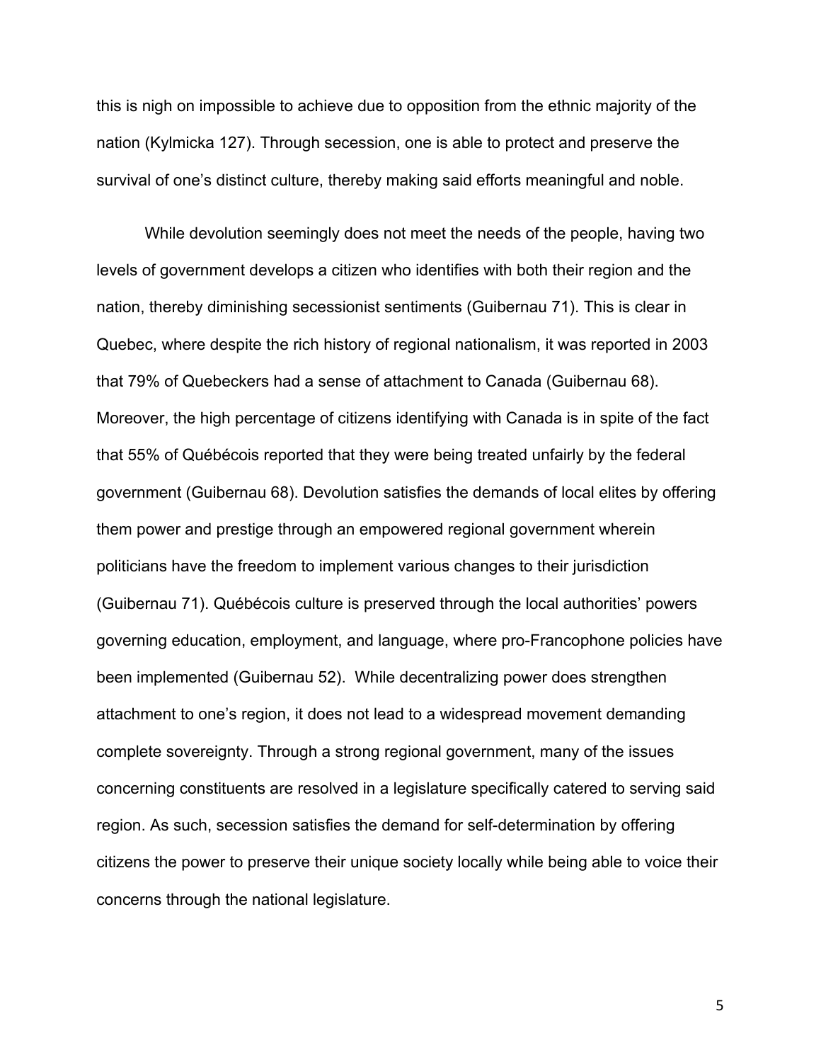this is nigh on impossible to achieve due to opposition from the ethnic majority of the nation (Kylmicka 127). Through secession, one is able to protect and preserve the survival of one's distinct culture, thereby making said efforts meaningful and noble.

While devolution seemingly does not meet the needs of the people, having two levels of government develops a citizen who identifies with both their region and the nation, thereby diminishing secessionist sentiments (Guibernau 71). This is clear in Quebec, where despite the rich history of regional nationalism, it was reported in 2003 that 79% of Quebeckers had a sense of attachment to Canada (Guibernau 68). Moreover, the high percentage of citizens identifying with Canada is in spite of the fact that 55% of Québécois reported that they were being treated unfairly by the federal government (Guibernau 68). Devolution satisfies the demands of local elites by offering them power and prestige through an empowered regional government wherein politicians have the freedom to implement various changes to their jurisdiction (Guibernau 71). Québécois culture is preserved through the local authorities' powers governing education, employment, and language, where pro-Francophone policies have been implemented (Guibernau 52). While decentralizing power does strengthen attachment to one's region, it does not lead to a widespread movement demanding complete sovereignty. Through a strong regional government, many of the issues concerning constituents are resolved in a legislature specifically catered to serving said region. As such, secession satisfies the demand for self-determination by offering citizens the power to preserve their unique society locally while being able to voice their concerns through the national legislature.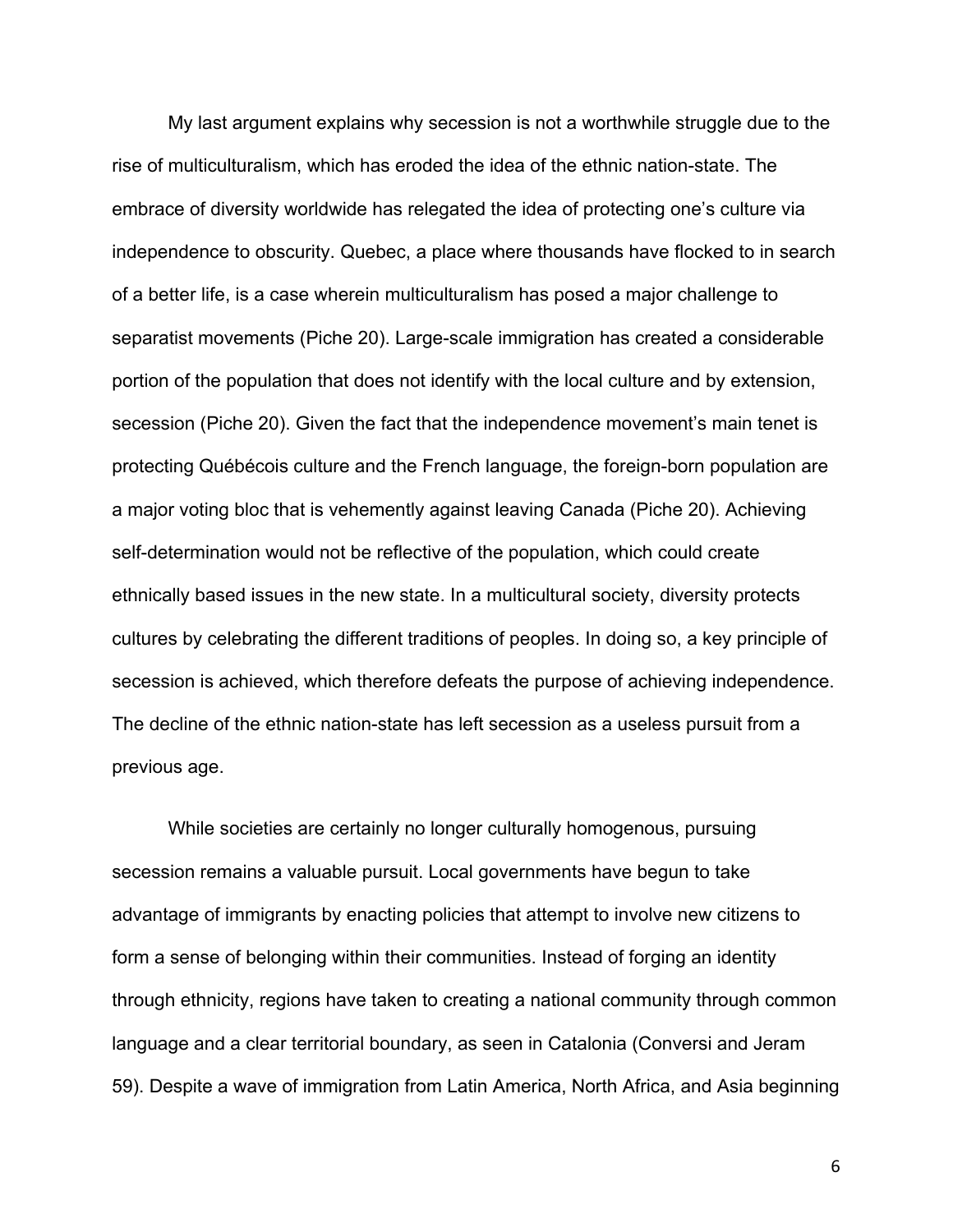My last argument explains why secession is not a worthwhile struggle due to the rise of multiculturalism, which has eroded the idea of the ethnic nation-state. The embrace of diversity worldwide has relegated the idea of protecting one's culture via independence to obscurity. Quebec, a place where thousands have flocked to in search of a better life, is a case wherein multiculturalism has posed a major challenge to separatist movements (Piche 20). Large-scale immigration has created a considerable portion of the population that does not identify with the local culture and by extension, secession (Piche 20). Given the fact that the independence movement's main tenet is protecting Québécois culture and the French language, the foreign-born population are a major voting bloc that is vehemently against leaving Canada (Piche 20). Achieving self-determination would not be reflective of the population, which could create ethnically based issues in the new state. In a multicultural society, diversity protects cultures by celebrating the different traditions of peoples. In doing so, a key principle of secession is achieved, which therefore defeats the purpose of achieving independence. The decline of the ethnic nation-state has left secession as a useless pursuit from a previous age.

While societies are certainly no longer culturally homogenous, pursuing secession remains a valuable pursuit. Local governments have begun to take advantage of immigrants by enacting policies that attempt to involve new citizens to form a sense of belonging within their communities. Instead of forging an identity through ethnicity, regions have taken to creating a national community through common language and a clear territorial boundary, as seen in Catalonia (Conversi and Jeram 59). Despite a wave of immigration from Latin America, North Africa, and Asia beginning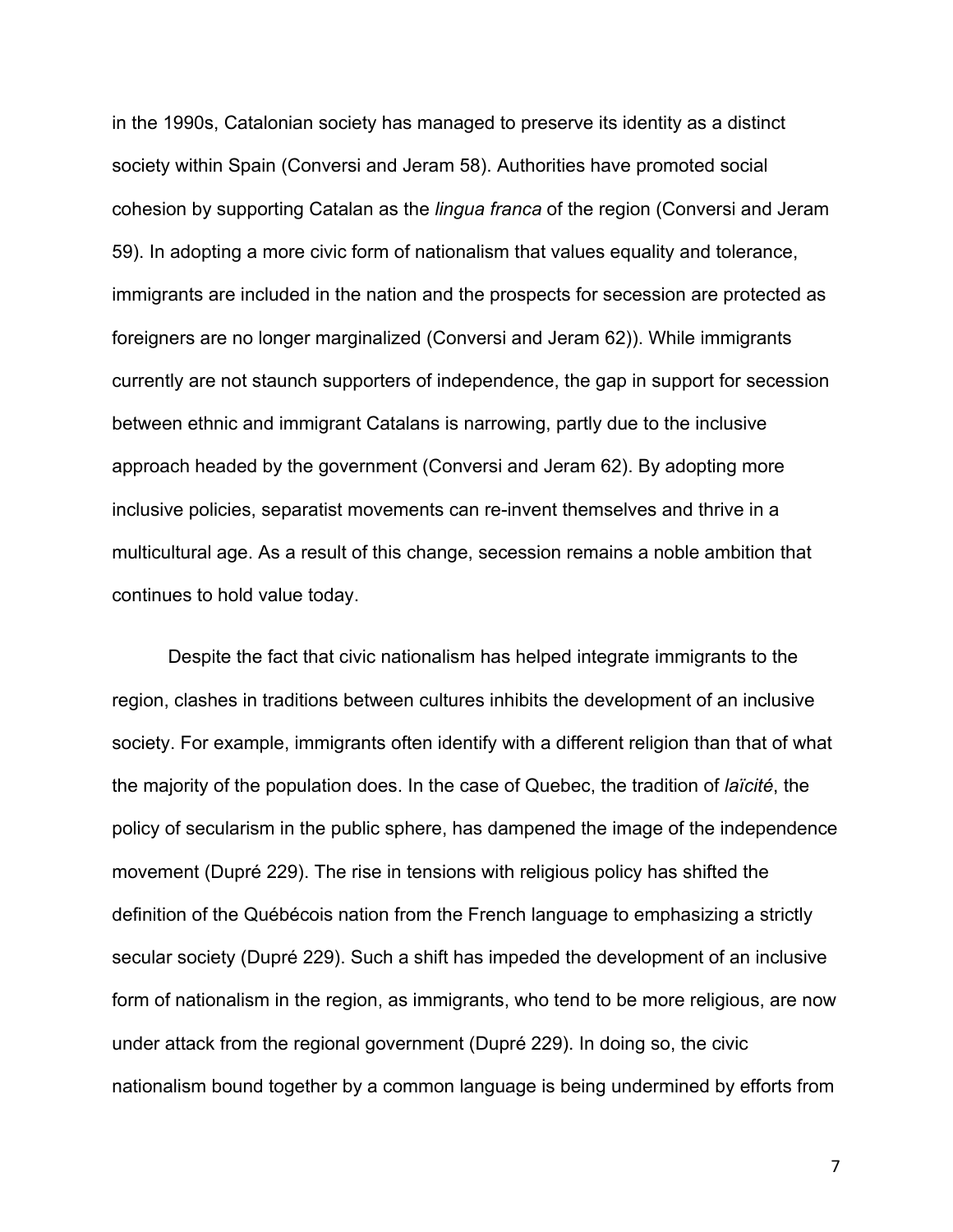in the 1990s, Catalonian society has managed to preserve its identity as a distinct society within Spain (Conversi and Jeram 58). Authorities have promoted social cohesion by supporting Catalan as the *lingua franca* of the region (Conversi and Jeram 59). In adopting a more civic form of nationalism that values equality and tolerance, immigrants are included in the nation and the prospects for secession are protected as foreigners are no longer marginalized (Conversi and Jeram 62)). While immigrants currently are not staunch supporters of independence, the gap in support for secession between ethnic and immigrant Catalans is narrowing, partly due to the inclusive approach headed by the government (Conversi and Jeram 62). By adopting more inclusive policies, separatist movements can re-invent themselves and thrive in a multicultural age. As a result of this change, secession remains a noble ambition that continues to hold value today.

Despite the fact that civic nationalism has helped integrate immigrants to the region, clashes in traditions between cultures inhibits the development of an inclusive society. For example, immigrants often identify with a different religion than that of what the majority of the population does. In the case of Quebec, the tradition of *laïcité*, the policy of secularism in the public sphere, has dampened the image of the independence movement (Dupré 229). The rise in tensions with religious policy has shifted the definition of the Québécois nation from the French language to emphasizing a strictly secular society (Dupré 229). Such a shift has impeded the development of an inclusive form of nationalism in the region, as immigrants, who tend to be more religious, are now under attack from the regional government (Dupré 229). In doing so, the civic nationalism bound together by a common language is being undermined by efforts from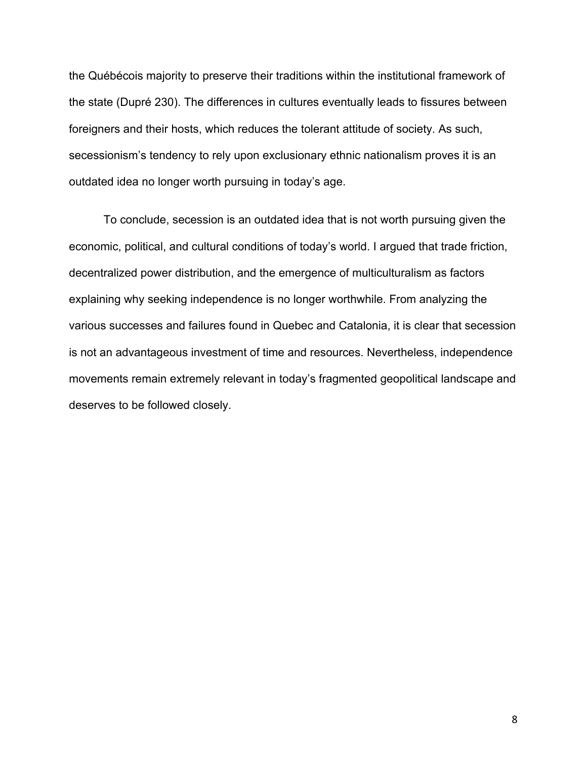the Québécois majority to preserve their traditions within the institutional framework of the state (Dupré 230). The differences in cultures eventually leads to fissures between foreigners and their hosts, which reduces the tolerant attitude of society. As such, secessionism's tendency to rely upon exclusionary ethnic nationalism proves it is an outdated idea no longer worth pursuing in today's age.

To conclude, secession is an outdated idea that is not worth pursuing given the economic, political, and cultural conditions of today's world. I argued that trade friction, decentralized power distribution, and the emergence of multiculturalism as factors explaining why seeking independence is no longer worthwhile. From analyzing the various successes and failures found in Quebec and Catalonia, it is clear that secession is not an advantageous investment of time and resources. Nevertheless, independence movements remain extremely relevant in today's fragmented geopolitical landscape and deserves to be followed closely.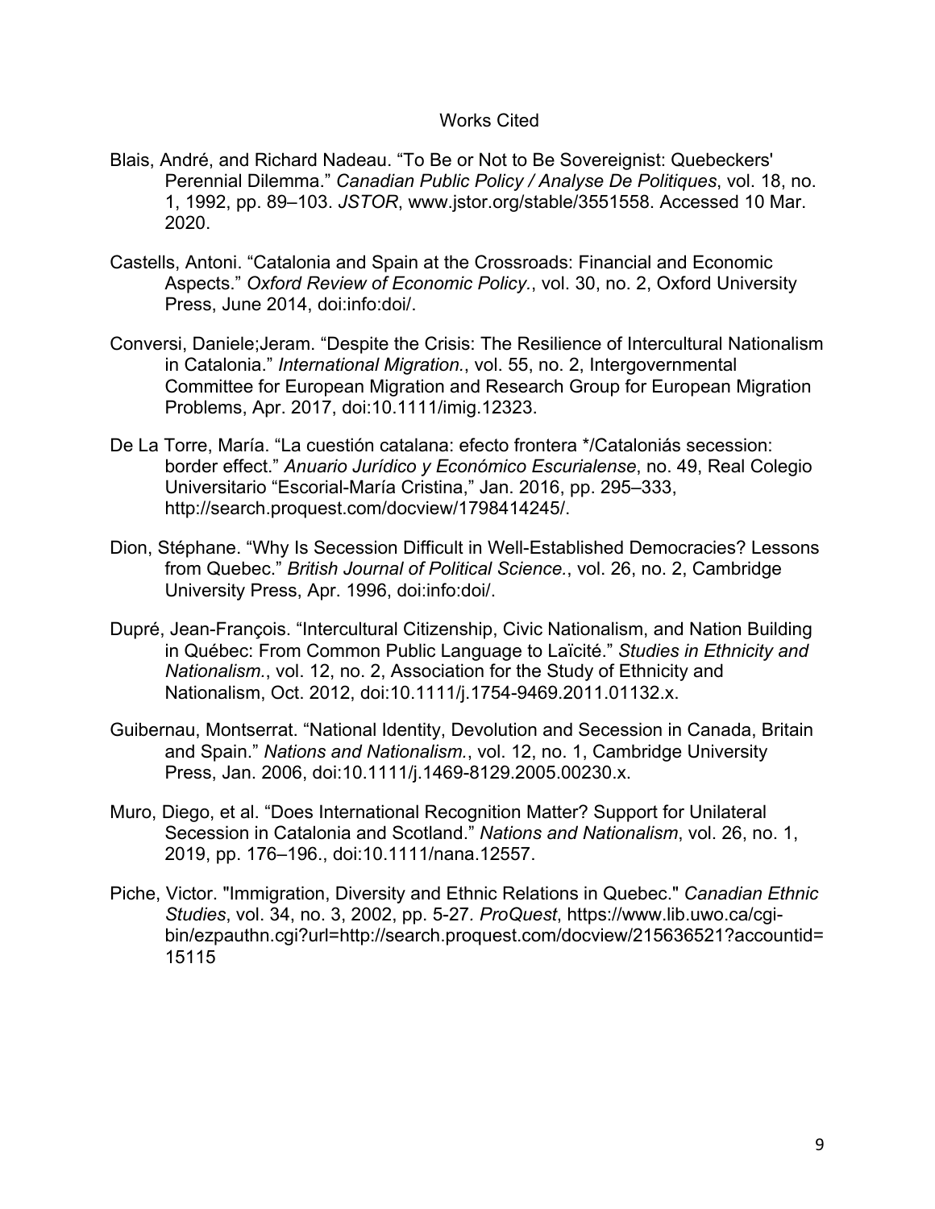# Works Cited

Blais, André, and Richard Nadeau. "To Be or Not to Be Sovereignist: Quebeckers' Perennial Dilemma." *Canadian Public Policy / Analyse De Politiques*, vol. 18, no. 1, 1992, pp. 89–103. *JSTOR*, www.jstor.org/stable/3551558. Accessed 10 Mar. 2020.

Castells, Antoni. "Catalonia and Spain at the Crossroads: Financial and Economic Aspects." *Oxford Review of Economic Policy.*, vol. 30, no. 2, Oxford University Press, June 2014, doi:info:doi/.

Conversi, Daniele;Jeram. "Despite the Crisis: The Resilience of Intercultural Nationalism in Catalonia." *International Migration.*, vol. 55, no. 2, Intergovernmental Committee for European Migration and Research Group for European Migration Problems, Apr. 2017, doi:10.1111/imig.12323.

De La Torre, María. "La cuestión catalana: efecto frontera */Cataloniás secession: border effect." *Anuario Jurídico y Económico Escurialense*, no. 49, Real Colegio Universitario "Escorial-María Cristina," Jan. 2016, pp. 295–333, http://search.proquest.com/docview/1798414245/.

Dion, Stéphane. "Why Is Secession Difficult in Well-Established Democracies? Lessons from Quebec." *British Journal of Political Science.*, vol. 26, no. 2, Cambridge University Press, Apr. 1996, doi:info:doi/.

Dupré, Jean-François. "Intercultural Citizenship, Civic Nationalism, and Nation Building in Québec: From Common Public Language to Laïcité." *Studies in Ethnicity and Nationalism.*, vol. 12, no. 2, Association for the Study of Ethnicity and Nationalism, Oct. 2012, doi:10.1111/j.1754-9469.2011.01132.x.

Guibernau, Montserrat. "National Identity, Devolution and Secession in Canada, Britain and Spain." *Nations and Nationalism.*, vol. 12, no. 1, Cambridge University Press, Jan. 2006, doi:10.1111/j.1469-8129.2005.00230.x.

Muro, Diego, et al. "Does International Recognition Matter? Support for Unilateral Secession in Catalonia and Scotland." *Nations and Nationalism*, vol. 26, no. 1, 2019, pp. 176–196., doi:10.1111/nana.12557.

Piche, Victor. "Immigration, Diversity and Ethnic Relations in Quebec." *Canadian Ethnic Studies*, vol. 34, no. 3, 2002, pp. 5-27. *ProQuest*, https://www.lib.uwo.ca/cgi-bin/ezpauthn.cgi?url=http://search.proquest.com/docview/215636521?accountid=15115